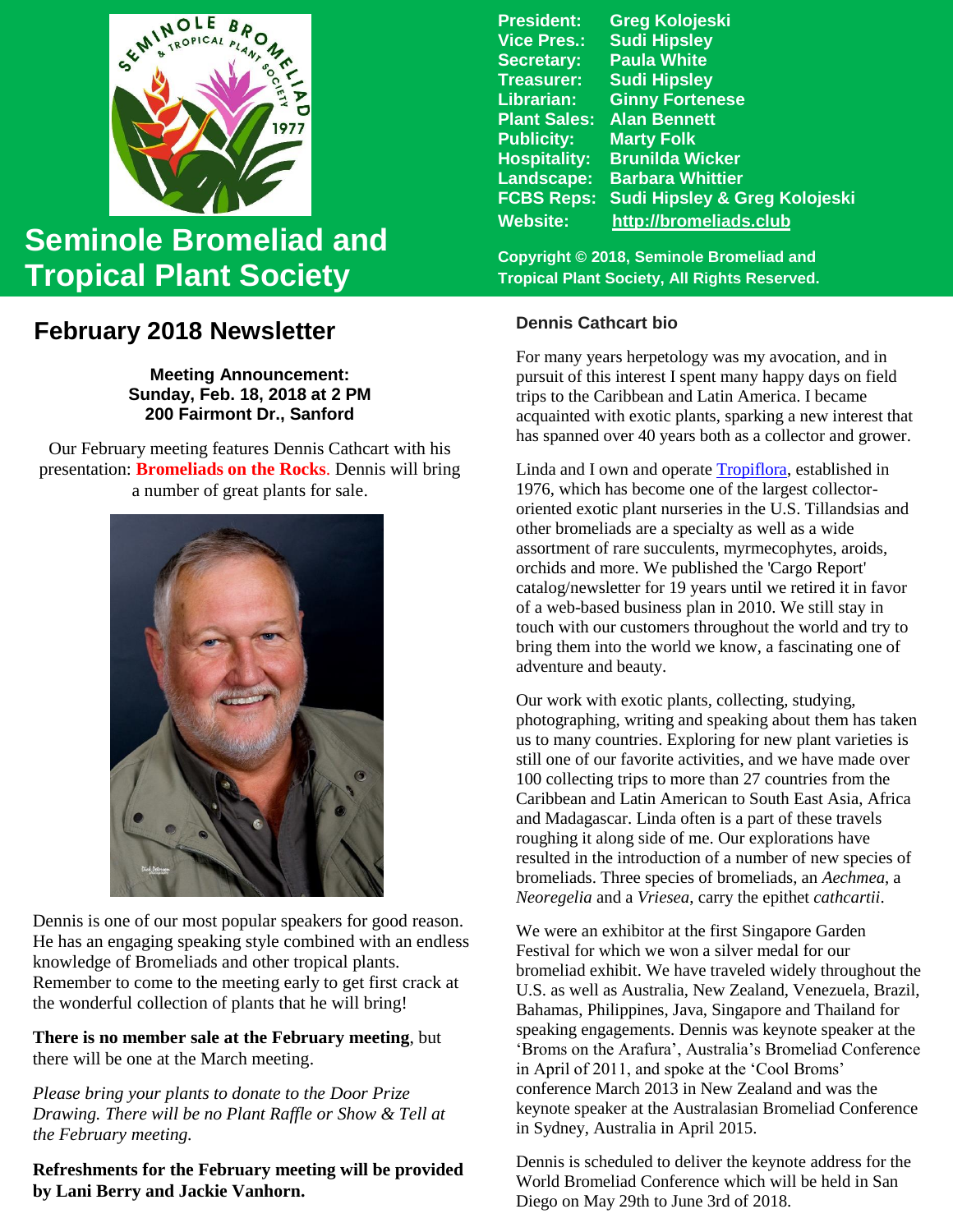# Seminole Bromeliad and Tropical Plant Society

**President:** Greg Kolojeski
**Vice Pres.:** Sudi Hipsley
**Secretary:** Paula White
**Treasurer:** Sudi Hipsley
**Librarian:** Ginny Fortenese
**Plant Sales:** Alan Bennett
**Publicity:** Marty Folk
**Hospitality:** Brunilda Wicker
**Landscape:** Barbara Whittier
**FCBS Reps:** Sudi Hipsley & Greg Kolojeski
**Website:** http://bromeliads.club

**Copyright © 2018, Seminole Bromeliad and Tropical Plant Society, All Rights Reserved.**

## February 2018 Newsletter

**Meeting Announcement:**
**Sunday, Feb. 18, 2018 at 2 PM**
**200 Fairmont Dr., Sanford**

Our February meeting features Dennis Cathcart with his presentation: **Bromeliads on the Rocks**. Dennis will bring a number of great plants for sale.

Dennis is one of our most popular speakers for good reason. He has an engaging speaking style combined with an endless knowledge of Bromeliads and other tropical plants. Remember to come to the meeting early to get first crack at the wonderful collection of plants that he will bring!

**There is no member sale at the February meeting**, but there will be one at the March meeting.

*Please bring your plants to donate to the Door Prize Drawing. There will be no Plant Raffle or Show & Tell at the February meeting.*

**Refreshments for the February meeting will be provided by Lani Berry and Jackie Vanhorn.**

### Dennis Cathcart bio

For many years herpetology was my avocation, and in pursuit of this interest I spent many happy days on field trips to the Caribbean and Latin America. I became acquainted with exotic plants, sparking a new interest that has spanned over 40 years both as a collector and grower.

Linda and I own and operate Tropiflora, established in 1976, which has become one of the largest collector-oriented exotic plant nurseries in the U.S. Tillandsias and other bromeliads are a specialty as well as a wide assortment of rare succulents, myrmecophytes, aroids, orchids and more. We published the 'Cargo Report' catalog/newsletter for 19 years until we retired it in favor of a web-based business plan in 2010. We still stay in touch with our customers throughout the world and try to bring them into the world we know, a fascinating one of adventure and beauty.

Our work with exotic plants, collecting, studying, photographing, writing and speaking about them has taken us to many countries. Exploring for new plant varieties is still one of our favorite activities, and we have made over 100 collecting trips to more than 27 countries from the Caribbean and Latin American to South East Asia, Africa and Madagascar. Linda often is a part of these travels roughing it along side of me. Our explorations have resulted in the introduction of a number of new species of bromeliads. Three species of bromeliads, an *Aechmea*, a *Neoregelia* and a *Vriesea*, carry the epithet *cathcartii*.

We were an exhibitor at the first Singapore Garden Festival for which we won a silver medal for our bromeliad exhibit. We have traveled widely throughout the U.S. as well as Australia, New Zealand, Venezuela, Brazil, Bahamas, Philippines, Java, Singapore and Thailand for speaking engagements. Dennis was keynote speaker at the 'Broms on the Arafura', Australia's Bromeliad Conference in April of 2011, and spoke at the 'Cool Broms' conference March 2013 in New Zealand and was the keynote speaker at the Australasian Bromeliad Conference in Sydney, Australia in April 2015.

Dennis is scheduled to deliver the keynote address for the World Bromeliad Conference which will be held in San Diego on May 29th to June 3rd of 2018.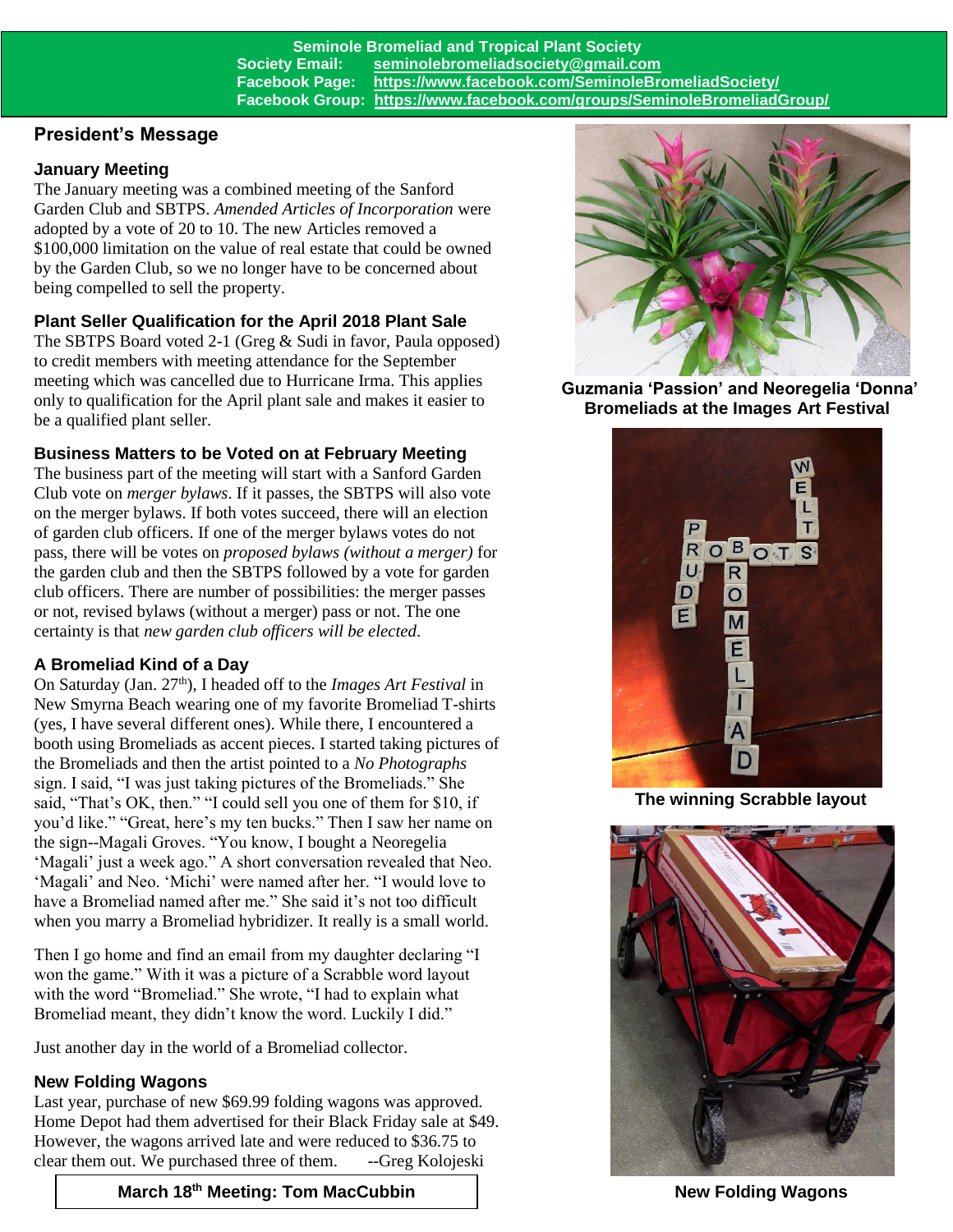**Seminole Bromeliad and Tropical Plant Society**
**Society Email:** **seminolebromeliadsociety@gmail.com**
**Facebook Page:** **https://www.facebook.com/SeminoleBromeliadSociety/**
**Facebook Group:** **https://www.facebook.com/groups/SeminoleBromeliadGroup/**

## President's Message

### January Meeting

The January meeting was a combined meeting of the Sanford Garden Club and SBTPS. *Amended Articles of Incorporation* were adopted by a vote of 20 to 10. The new Articles removed a $100,000 limitation on the value of real estate that could be owned by the Garden Club, so we no longer have to be concerned about being compelled to sell the property.

### Plant Seller Qualification for the April 2018 Plant Sale

The SBTPS Board voted 2-1 (Greg & Sudi in favor, Paula opposed) to credit members with meeting attendance for the September meeting which was cancelled due to Hurricane Irma. This applies only to qualification for the April plant sale and makes it easier to be a qualified plant seller.

### Business Matters to be Voted on at February Meeting

The business part of the meeting will start with a Sanford Garden Club vote on *merger bylaws*. If it passes, the SBTPS will also vote on the merger bylaws. If both votes succeed, there will an election of garden club officers. If one of the merger bylaws votes do not pass, there will be votes on *proposed bylaws (without a merger)* for the garden club and then the SBTPS followed by a vote for garden club officers. There are number of possibilities: the merger passes or not, revised bylaws (without a merger) pass or not. The one certainty is that *new garden club officers will be elected*.

### A Bromeliad Kind of a Day

On Saturday (Jan. 27th), I headed off to the *Images Art Festival* in New Smyrna Beach wearing one of my favorite Bromeliad T-shirts (yes, I have several different ones). While there, I encountered a booth using Bromeliads as accent pieces. I started taking pictures of the Bromeliads and then the artist pointed to a *No Photographs* sign. I said, "I was just taking pictures of the Bromeliads." She said, "That's OK, then." "I could sell you one of them for $10, if you'd like." "Great, here's my ten bucks." Then I saw her name on the sign--Magali Groves. "You know, I bought a Neoregelia 'Magali' just a week ago." A short conversation revealed that Neo. 'Magali' and Neo. 'Michi' were named after her. "I would love to have a Bromeliad named after me." She said it's not too difficult when you marry a Bromeliad hybridizer. It really is a small world.

Then I go home and find an email from my daughter declaring "I won the game." With it was a picture of a Scrabble word layout with the word "Bromeliad." She wrote, "I had to explain what Bromeliad meant, they didn't know the word. Luckily I did."

Just another day in the world of a Bromeliad collector.

### New Folding Wagons

Last year, purchase of new $69.99 folding wagons was approved. Home Depot had them advertised for their Black Friday sale at $49. However, the wagons arrived late and were reduced to $36.75 to clear them out. We purchased three of them. --Greg Kolojeski

**Guzmania 'Passion' and Neoregelia 'Donna' Bromeliads at the Images Art Festival**

**The winning Scrabble layout**

**New Folding Wagons**

**March 18th Meeting: Tom MacCubbin**